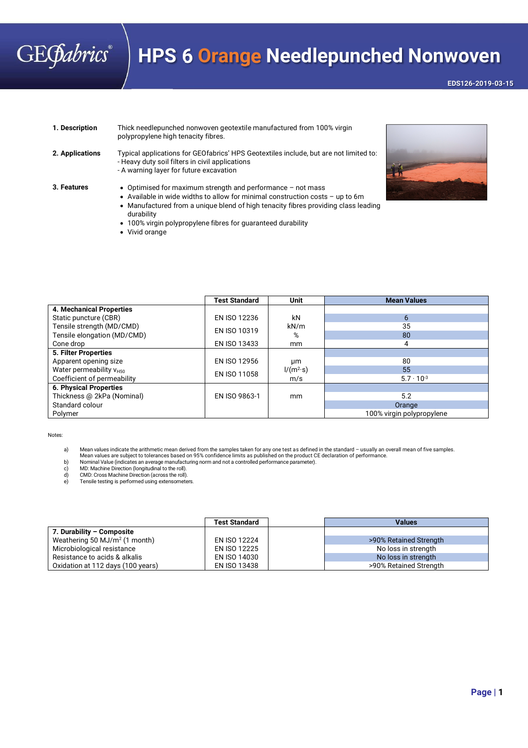# HPS 6 Orange Needlepunched Nonwoven

EDS126-2019-03-15

**1. Description**

Thick needlepunched nonwoven geotextile manufactured from 100% virgin polypropylene high tenacity fibres.

**2. Applications**

Typical applications for GEOfabrics' HPS Geotextiles include, but are not limited to:
- Heavy duty soil filters in civil applications
- A warning layer for future excavation

**3. Features**

- Optimised for maximum strength and performance – not mass
- Available in wide widths to allow for minimal construction costs – up to 6m
- Manufactured from a unique blend of high tenacity fibres providing class leading durability
- 100% virgin polypropylene fibres for guaranteed durability
- Vivid orange

| | Test Standard | Unit | Mean Values |
|---|---|---|---|
| **4. Mechanical Properties** | | | |
| Static puncture (CBR) | EN ISO 12236 | kN | 6 |
| Tensile strength (MD/CMD) | EN ISO 10319 | kN/m | 35 |
| Tensile elongation (MD/CMD) | | % | 80 |
| Cone drop | EN ISO 13433 | mm | 4 |
| **5. Filter Properties** | | | |
| Apparent opening size | EN ISO 12956 | µm | 80 |
| Water permeability $v_{H50}$ | EN ISO 11058 | $l/(m^2 \cdot s)$ | 55 |
| Coefficient of permeability | | m/s | $5.7 \cdot 10^{-3}$ |
| **6. Physical Properties** | | | |
| Thickness @ 2kPa (Nominal) | EN ISO 9863-1 | mm | 5.2 |
| Standard colour | | | Orange |
| Polymer | | | 100% virgin polypropylene |

Notes:

a) Mean values indicate the arithmetic mean derived from the samples taken for any one test as defined in the standard – usually an overall mean of five samples. Mean values are subject to tolerances based on 95% confidence limits as published on the product CE declaration of performance.
b) Nominal Value (indicates an average manufacturing norm and not a controlled performance parameter).
c) MD: Machine Direction (longitudinal to the roll).
d) CMD: Cross Machine Direction (across the roll).
e) Tensile testing is performed using extensometers.

| | Test Standard | | Values |
|---|---|---|---|
| **7. Durability – Composite** | | | |
| Weathering 50 MJ/m² (1 month) | EN ISO 12224 | | >90% Retained Strength |
| Microbiological resistance | EN ISO 12225 | | No loss in strength |
| Resistance to acids & alkalis | EN ISO 14030 | | No loss in strength |
| Oxidation at 112 days (100 years) | EN ISO 13438 | | >90% Retained Strength |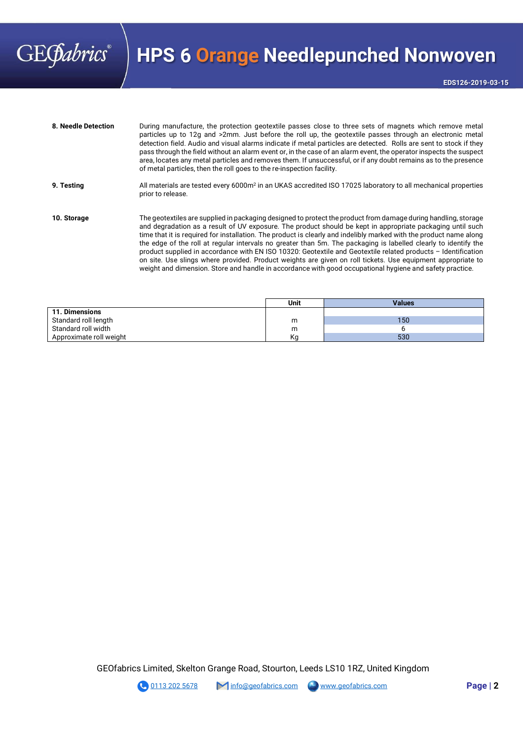**8. Needle Detection**

During manufacture, the protection geotextile passes close to three sets of magnets which remove metal particles up to 12g and >2mm. Just before the roll up, the geotextile passes through an electronic metal detection field. Audio and visual alarms indicate if metal particles are detected. Rolls are sent to stock if they pass through the field without an alarm event or, in the case of an alarm event, the operator inspects the suspect area, locates any metal particles and removes them. If unsuccessful, or if any doubt remains as to the presence of metal particles, then the roll goes to the re-inspection facility.

**9. Testing**

All materials are tested every 6000m² in an UKAS accredited ISO 17025 laboratory to all mechanical properties prior to release.

**10. Storage**

The geotextiles are supplied in packaging designed to protect the product from damage during handling, storage and degradation as a result of UV exposure. The product should be kept in appropriate packaging until such time that it is required for installation. The product is clearly and indelibly marked with the product name along the edge of the roll at regular intervals no greater than 5m. The packaging is labelled clearly to identify the product supplied in accordance with EN ISO 10320: Geotextile and Geotextile related products – Identification on site. Use slings where provided. Product weights are given on roll tickets. Use equipment appropriate to weight and dimension. Store and handle in accordance with good occupational hygiene and safety practice.

| | Unit | Values |
|---|---|---|
| **11. Dimensions** | | |
| Standard roll length | m | 150 |
| Standard roll width | m | 6 |
| Approximate roll weight | Kg | 530 |

GEOfabrics Limited, Skelton Grange Road, Stourton, Leeds LS10 1RZ, United Kingdom

0113 202 5678 info@geofabrics.com www.geofabrics.com